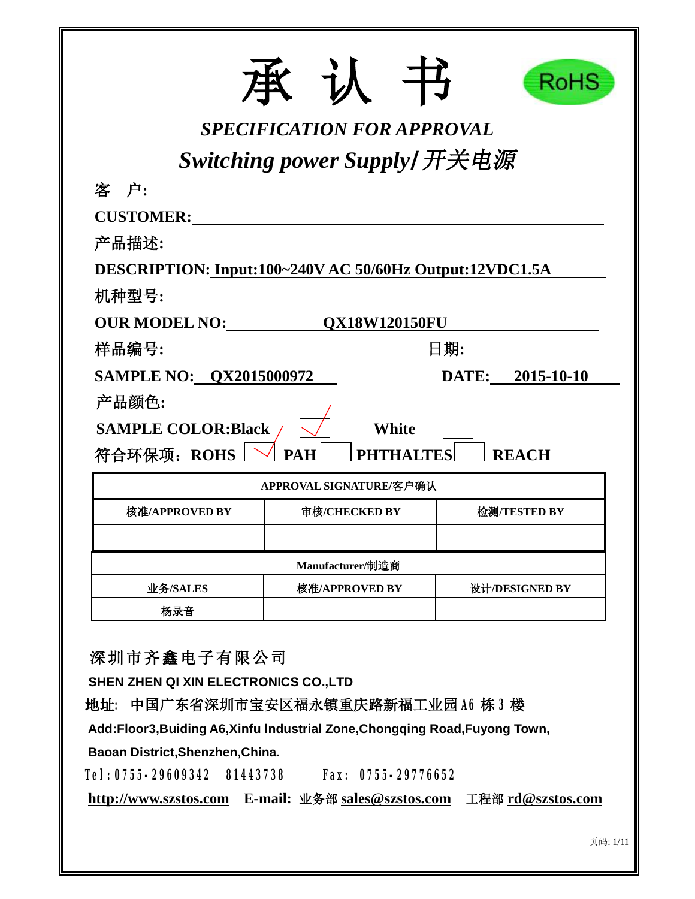# 承 认 书

RoHS

## *SPECIFICATION FOR APPROVAL*

## *Switching power Supply/开关电源*

**客　户:**

**CUSTOMER:** ______________________

**产品描述:**

**DESCRIPTION:** Input:100~240V AC 50/60Hz Output:12VDC1.5A

**机种型号:**

**OUR MODEL NO:** QX18W120150FU

**样品编号:**　　　　　　　　　　　　　　**日期:**

**SAMPLE NO:** QX2015000972　　　　　　**DATE:** 2015-10-10

**产品颜色:**

**SAMPLE COLOR:Black** ☑　　**White** ☐

**符合环保项：ROHS** ☑　**PAH** ☐　**PHTHALTES** ☐　**REACH**

| APPROVAL SIGNATURE/客户确认 | | |
|---|---|---|
| 核准/APPROVED BY | 审核/CHECKED BY | 检测/TESTED BY |
| | | |

| Manufacturer/制造商 | | |
|---|---|---|
| 业务/SALES | 核准/APPROVED BY | 设计/DESIGNED BY |
| 杨录音 | | |

深圳市齐鑫电子有限公司

**SHEN ZHEN QI XIN ELECTRONICS CO.,LTD**

地址: 中国广东省深圳市宝安区福永镇重庆路新福工业园 A6 栋 3 楼

**Add:Floor3,Buiding A6,Xinfu Industrial Zone,Chongqing Road,Fuyong Town, Baoan District,Shenzhen,China.**

Tel:0755-29609342　81443738　　Fax: 0755-29776652

**http://www.szstos.com**　**E-mail:** 业务部 **sales@szstos.com**　工程部 **rd@szstos.com**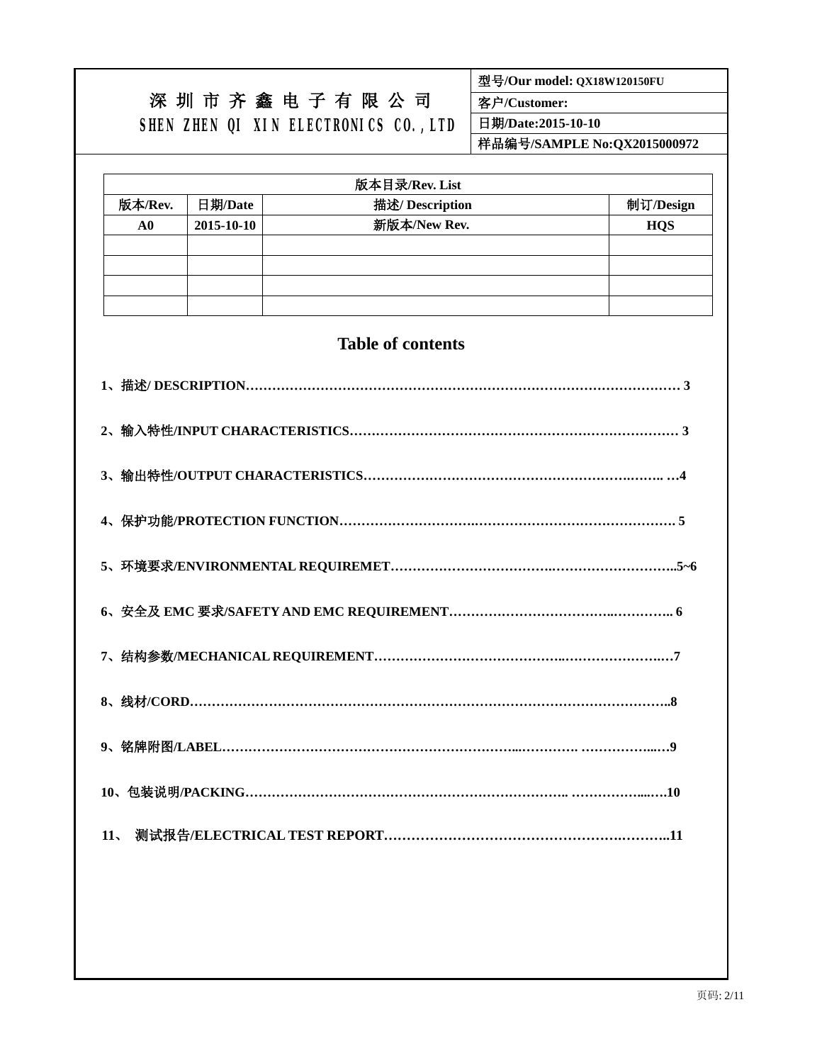| 深 圳 市 齐 鑫 电 子 有 限 公 司<br>SHEN ZHEN QI XIN ELECTRONICS CO.,LTD | 型号/Our model: QX18W120150FU |
|---|---|
| | 客户/Customer: |
| | 日期/Date:2015-10-10 |
| | 样品编号/SAMPLE No:QX2015000972 |

| 版本目录/Rev. List | | | |
|---|---|---|---|
| 版本/Rev. | 日期/Date | 描述/ Description | 制订/Design |
| A0 | 2015-10-10 | 新版本/New Rev. | HQS |
| | | | |
| | | | |
| | | | |
| | | | |

## Table of contents

**1、描述/ DESCRIPTION………………………………………………………………………………………… 3**

**2、输入特性/INPUT CHARACTERISTICS………………………………………………………………… 3**

**3、输出特性/OUTPUT CHARACTERISTICS……………………………………………………….……. …4**

**4、保护功能/PROTECTION FUNCTION……………………….…………………………………………. 5**

**5、环境要求/ENVIRONMENTAL REQUIREMET…………………………….………………………..5~6**

**6、安全及 EMC 要求/SAFETY AND EMC REQUIREMENT……………………………..………….. 6**

**7、结构参数/MECHANICAL REQUIREMENT…………………………………..……………………..7**

**8、线材/CORD………………………………………………………………………………………………..8**

**9、铭牌附图/LABEL……………………………………………………...…………. …………….....…9**

**10、包装说明/PACKING………………………………………………………………. …………….....…10**

**11、 测试报告/ELECTRICAL TEST REPORT……………………………………………….………..11**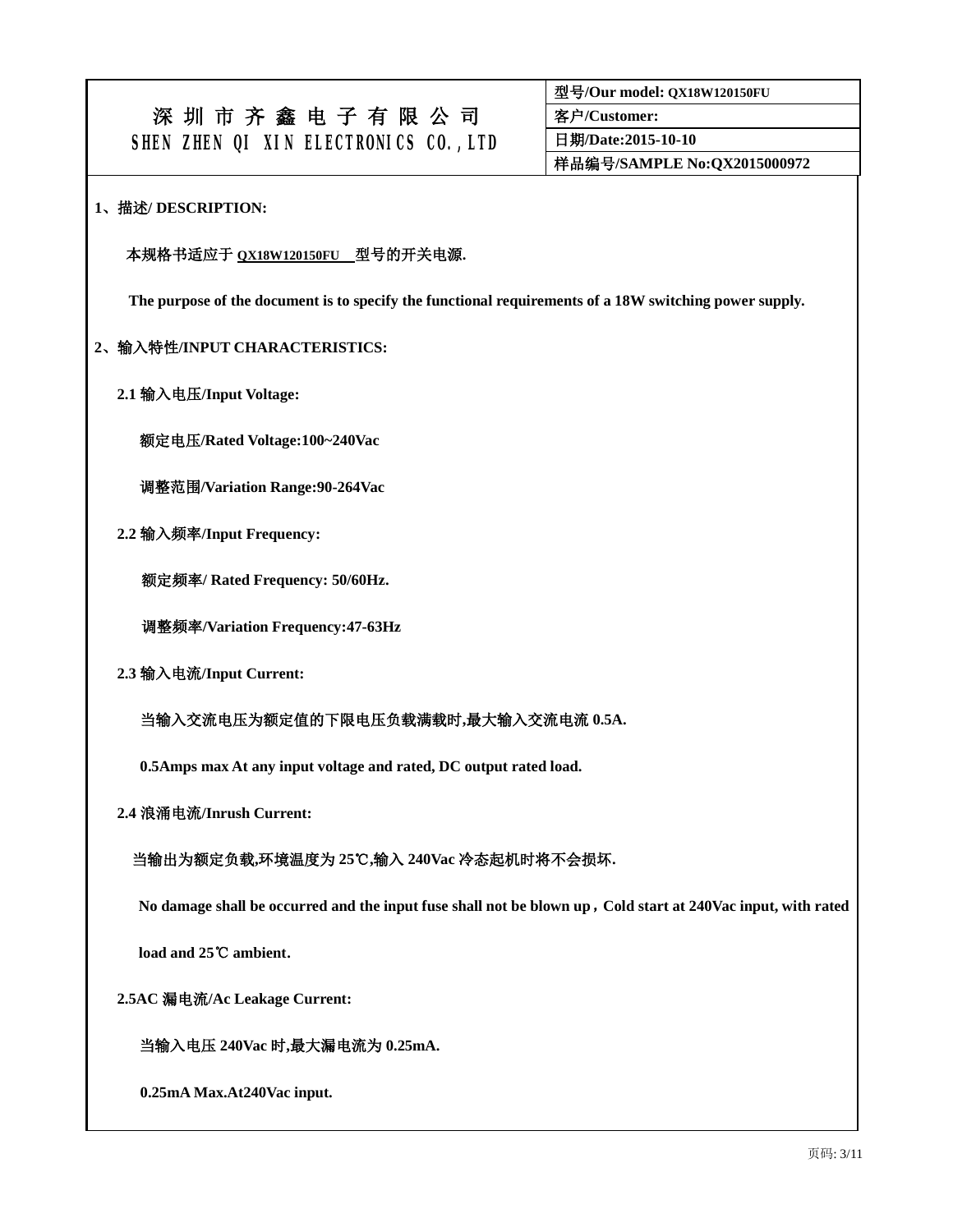| 深 圳 市 齐 鑫 电 子 有 限 公 司 SHEN ZHEN QI XIN ELECTRONICS CO.,LTD | 型号/Our model: QX18W120150FU |
| --- | --- |
| | 客户/Customer: |
| | 日期/Date:2015-10-10 |
| | 样品编号/SAMPLE No:QX2015000972 |

## 1、描述/ DESCRIPTION:

本规格书适应于 QX18W120150FU 型号的开关电源.

The purpose of the document is to specify the functional requirements of a 18W switching power supply.

## 2、输入特性/INPUT CHARACTERISTICS:

### 2.1 输入电压/Input Voltage:

额定电压/Rated Voltage:100~240Vac

调整范围/Variation Range:90-264Vac

### 2.2 输入频率/Input Frequency:

额定频率/ Rated Frequency: 50/60Hz.

调整频率/Variation Frequency:47-63Hz

### 2.3 输入电流/Input Current:

当输入交流电压为额定值的下限电压负载满载时,最大输入交流电流 0.5A.

0.5Amps max At any input voltage and rated, DC output rated load.

### 2.4 浪涌电流/Inrush Current:

当输出为额定负载,环境温度为 25℃,输入 240Vac 冷态起机时将不会损坏.

No damage shall be occurred and the input fuse shall not be blown up，Cold start at 240Vac input, with rated load and 25℃ ambient.

### 2.5AC 漏电流/Ac Leakage Current:

当输入电压 240Vac 时,最大漏电流为 0.25mA.

0.25mA Max.At240Vac input.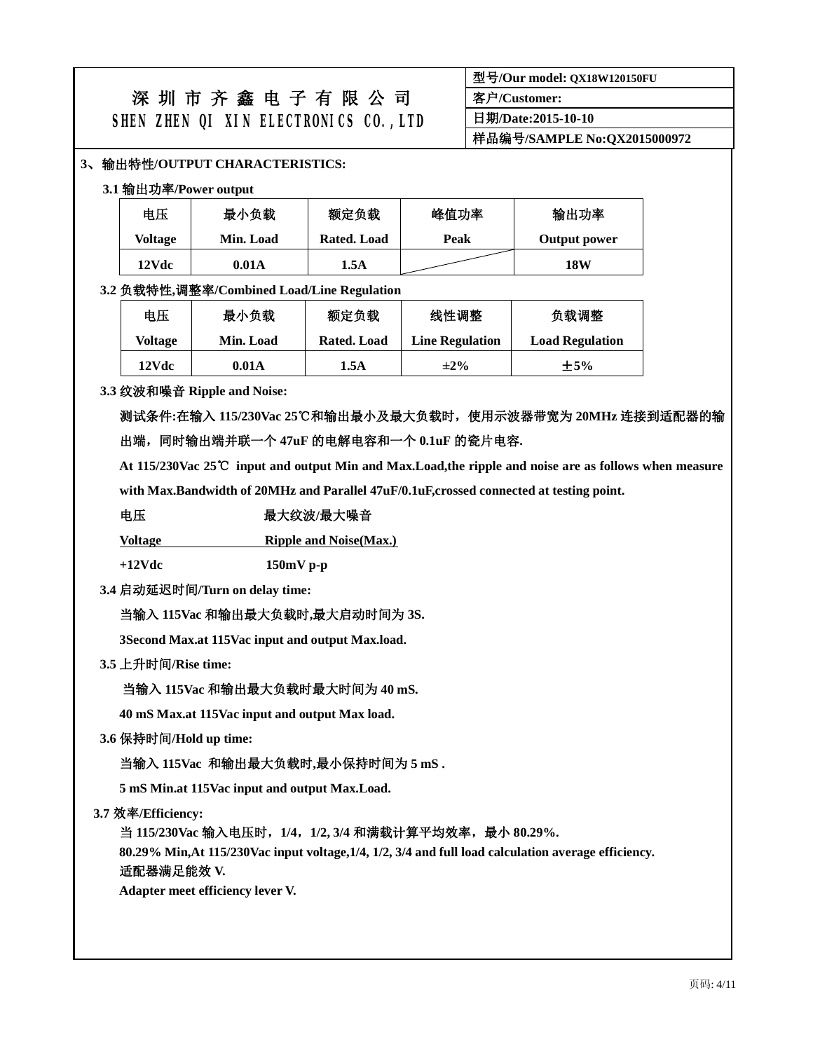| 深 圳 市 齐 鑫 电 子 有 限 公 司<br>SHEN ZHEN QI XIN ELECTRONICS CO.,LTD | 型号/Our model: QX18W120150FU |
| --- | --- |
| | 客户/Customer: |
| | 日期/Date:2015-10-10 |
| | 样品编号/SAMPLE No:QX2015000972 |

## 3、输出特性/OUTPUT CHARACTERISTICS:

### 3.1 输出功率/Power output

| 电压<br>Voltage | 最小负载<br>Min. Load | 额定负载<br>Rated. Load | 峰值功率<br>Peak | 输出功率<br>Output power |
| --- | --- | --- | --- | --- |
| 12Vdc | 0.01A | 1.5A | | 18W |

### 3.2 负载特性,调整率/Combined Load/Line Regulation

| 电压<br>Voltage | 最小负载<br>Min. Load | 额定负载<br>Rated. Load | 线性调整<br>Line Regulation | 负载调整<br>Load Regulation |
| --- | --- | --- | --- | --- |
| 12Vdc | 0.01A | 1.5A | ±2% | ±5% |

### 3.3 纹波和噪音 Ripple and Noise:

**测试条件:在输入 115/230Vac 25℃和输出最小及最大负载时，使用示波器带宽为 20MHz 连接到适配器的输出端，同时输出端并联一个 47uF 的电解电容和一个 0.1uF 的瓷片电容.**

**At 115/230Vac 25℃ input and output Min and Max.Load,the ripple and noise are as follows when measure with Max.Bandwidth of 20MHz and Parallel 47uF/0.1uF,crossed connected at testing point.**

| 电压<br>Voltage | 最大纹波/最大噪音<br>Ripple and Noise(Max.) |
| --- | --- |
| +12Vdc | 150mV p-p |

### 3.4 启动延迟时间/Turn on delay time:

**当输入 115Vac 和输出最大负载时,最大启动时间为 3S.**

**3Second Max.at 115Vac input and output Max.load.**

### 3.5 上升时间/Rise time:

**当输入 115Vac 和输出最大负载时最大时间为 40 mS.**

**40 mS Max.at 115Vac input and output Max load.**

### 3.6 保持时间/Hold up time:

**当输入 115Vac 和输出最大负载时,最小保持时间为 5 mS .**

**5 mS Min.at 115Vac input and output Max.Load.**

### 3.7 效率/Efficiency:

**当 115/230Vac 输入电压时，1/4，1/2, 3/4 和满载计算平均效率，最小 80.29%.**

**80.29% Min,At 115/230Vac input voltage,1/4, 1/2, 3/4 and full load calculation average efficiency.**

**适配器满足能效 V.**

**Adapter meet efficiency lever V.**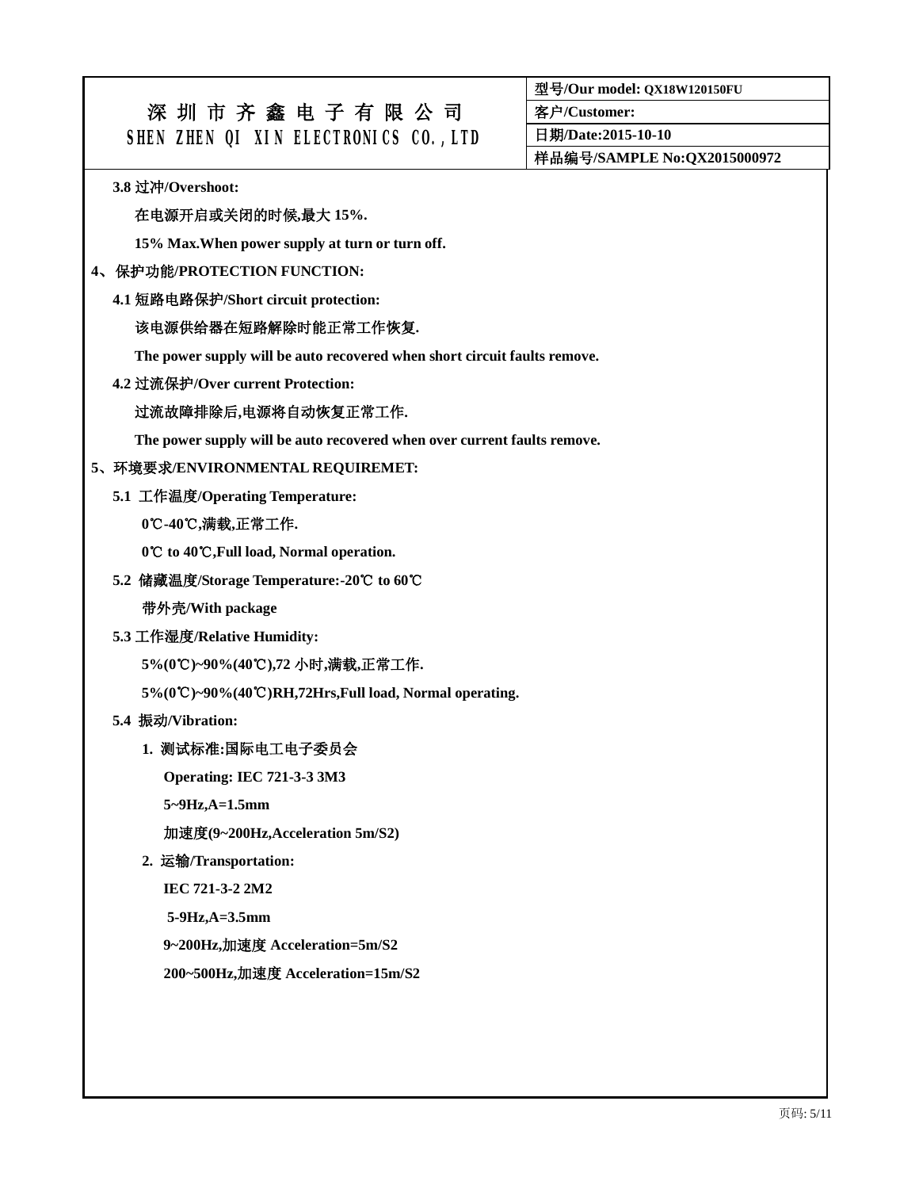| 深圳市齐鑫电子有限公司<br>SHEN ZHEN QI XIN ELECTRONICS CO.,LTD | 型号/Our model: QX18W120150FU |
|---|---|
| | 客户/Customer: |
| | 日期/Date:2015-10-10 |
| | 样品编号/SAMPLE No:QX2015000972 |

**3.8 过冲/Overshoot:**

**在电源开启或关闭的时候,最大 15%.**

**15% Max.When power supply at turn or turn off.**

## 4、保护功能/PROTECTION FUNCTION:

**4.1 短路电路保护/Short circuit protection:**

**该电源供给器在短路解除时能正常工作恢复.**

**The power supply will be auto recovered when short circuit faults remove.**

**4.2 过流保护/Over current Protection:**

**过流故障排除后,电源将自动恢复正常工作.**

**The power supply will be auto recovered when over current faults remove.**

## 5、环境要求/ENVIRONMENTAL REQUIREMET:

**5.1 工作温度/Operating Temperature:**

**0℃-40℃,满载,正常工作.**

**0℃ to 40℃,Full load, Normal operation.**

**5.2 储藏温度/Storage Temperature:-20℃ to 60℃**

**带外壳/With package**

**5.3 工作湿度/Relative Humidity:**

**5%(0℃)~90%(40℃),72 小时,满载,正常工作.**

**5%(0℃)~90%(40℃)RH,72Hrs,Full load, Normal operating.**

**5.4 振动/Vibration:**

1. **测试标准:国际电工电子委员会**

   **Operating: IEC 721-3-3 3M3**

   **5~9Hz,A=1.5mm**

   **加速度(9~200Hz,Acceleration 5m/S2)**

2. **运输/Transportation:**

   **IEC 721-3-2 2M2**

   **5-9Hz,A=3.5mm**

   **9~200Hz,加速度 Acceleration=5m/S2**

   **200~500Hz,加速度 Acceleration=15m/S2**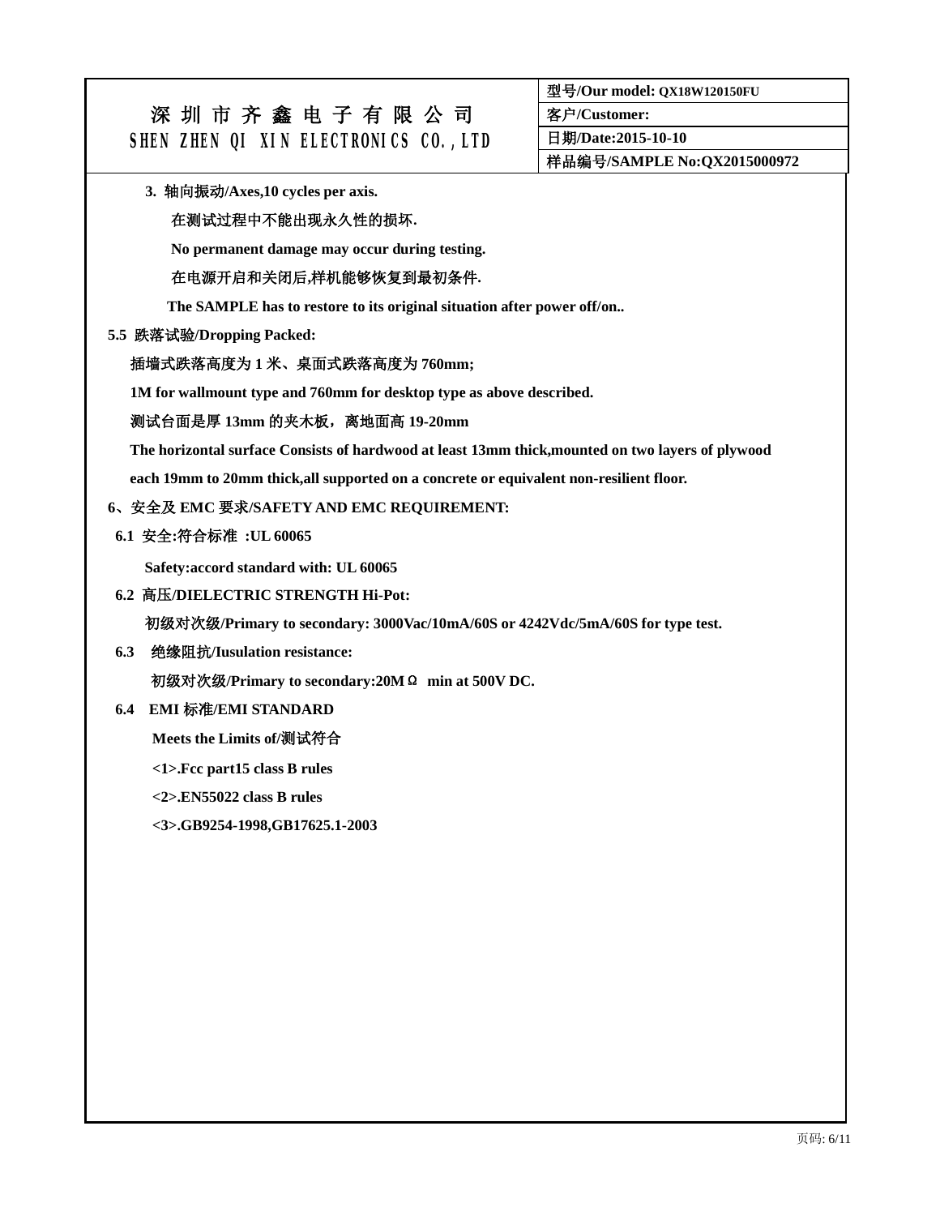| 深 圳 市 齐 鑫 电 子 有 限 公 司<br>SHEN ZHEN QI XIN ELECTRONICS CO.,LTD | 型号/Our model: QX18W120150FU |
|---|---|
| | 客户/Customer: |
| | 日期/Date:2015-10-10 |
| | 样品编号/SAMPLE No:QX2015000972 |

**3. 轴向振动/Axes,10 cycles per axis.**

**在测试过程中不能出现永久性的损坏.**

**No permanent damage may occur during testing.**

**在电源开启和关闭后,样机能够恢复到最初条件.**

**The SAMPLE has to restore to its original situation after power off/on..**

**5.5 跌落试验/Dropping Packed:**

**插墙式跌落高度为 1 米、桌面式跌落高度为 760mm;**

**1M for wallmount type and 760mm for desktop type as above described.**

**测试台面是厚 13mm 的夹木板，离地面高 19-20mm**

**The horizontal surface Consists of hardwood at least 13mm thick,mounted on two layers of plywood each 19mm to 20mm thick,all supported on a concrete or equivalent non-resilient floor.**

**6、安全及 EMC 要求/SAFETY AND EMC REQUIREMENT:**

**6.1 安全:符合标准 :UL 60065**

**Safety:accord standard with: UL 60065**

**6.2 高压/DIELECTRIC STRENGTH Hi-Pot:**

**初级对次级/Primary to secondary: 3000Vac/10mA/60S or 4242Vdc/5mA/60S for type test.**

**6.3 绝缘阻抗/Iusulation resistance:**

**初级对次级/Primary to secondary:20MΩ min at 500V DC.**

**6.4 EMI 标准/EMI STANDARD**

**Meets the Limits of/测试符合**

**<1>.Fcc part15 class B rules**

**<2>.EN55022 class B rules**

**<3>.GB9254-1998,GB17625.1-2003**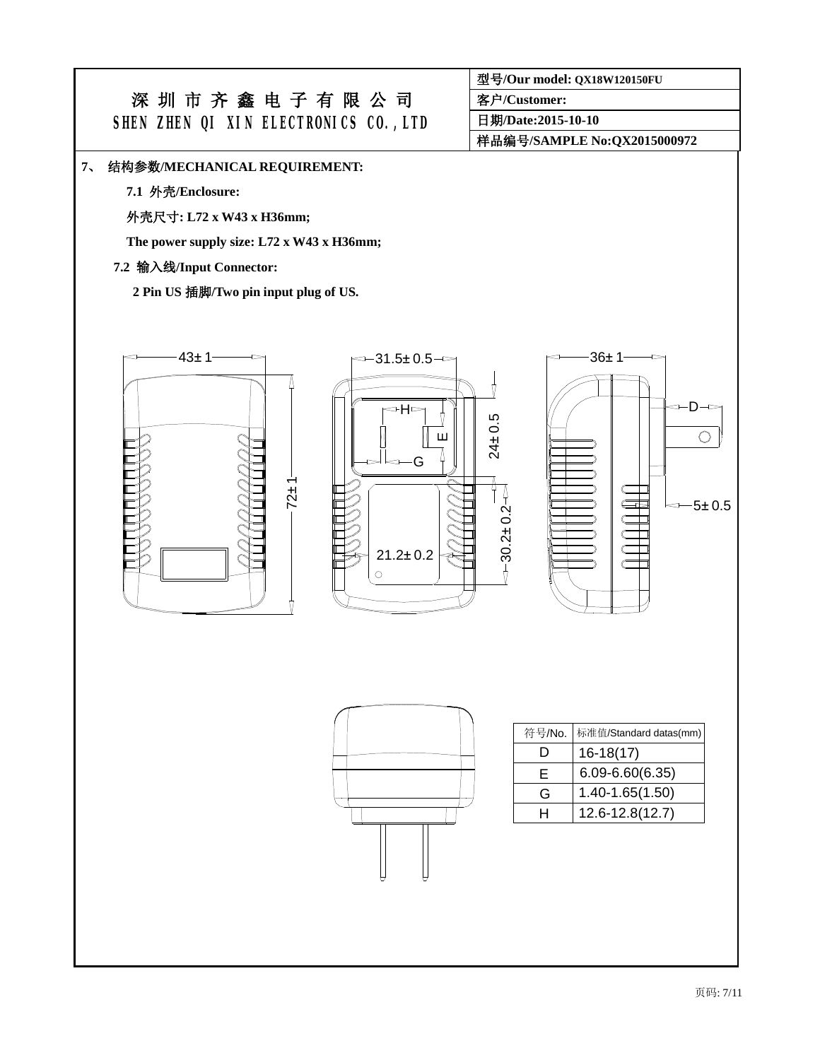# 深 圳 市 齐 鑫 电 子 有 限 公 司
# SHEN ZHEN QI XIN ELECTRONICS CO.,LTD

| 型号/Our model: QX18W120150FU |
|---|
| 客户/Customer: |
| 日期/Date:2015-10-10 |
| 样品编号/SAMPLE No:QX2015000972 |

**7、 结构参数/MECHANICAL REQUIREMENT:**

**7.1 外壳/Enclosure:**

**外壳尺寸: L72 x W43 x H36mm;**

**The power supply size: L72 x W43 x H36mm;**

**7.2 输入线/Input Connector:**

**2 Pin US 插脚/Two pin input plug of US.**

43±1

72±1

31.5±0.5

H

E

G

24±0.5

30.2±0.2

21.2±0.2

36±1

D

5±0.5

| 符号/No. | 标准值/Standard datas(mm) |
|---|---|
| D | 16-18(17) |
| E | 6.09-6.60(6.35) |
| G | 1.40-1.65(1.50) |
| H | 12.6-12.8(12.7) |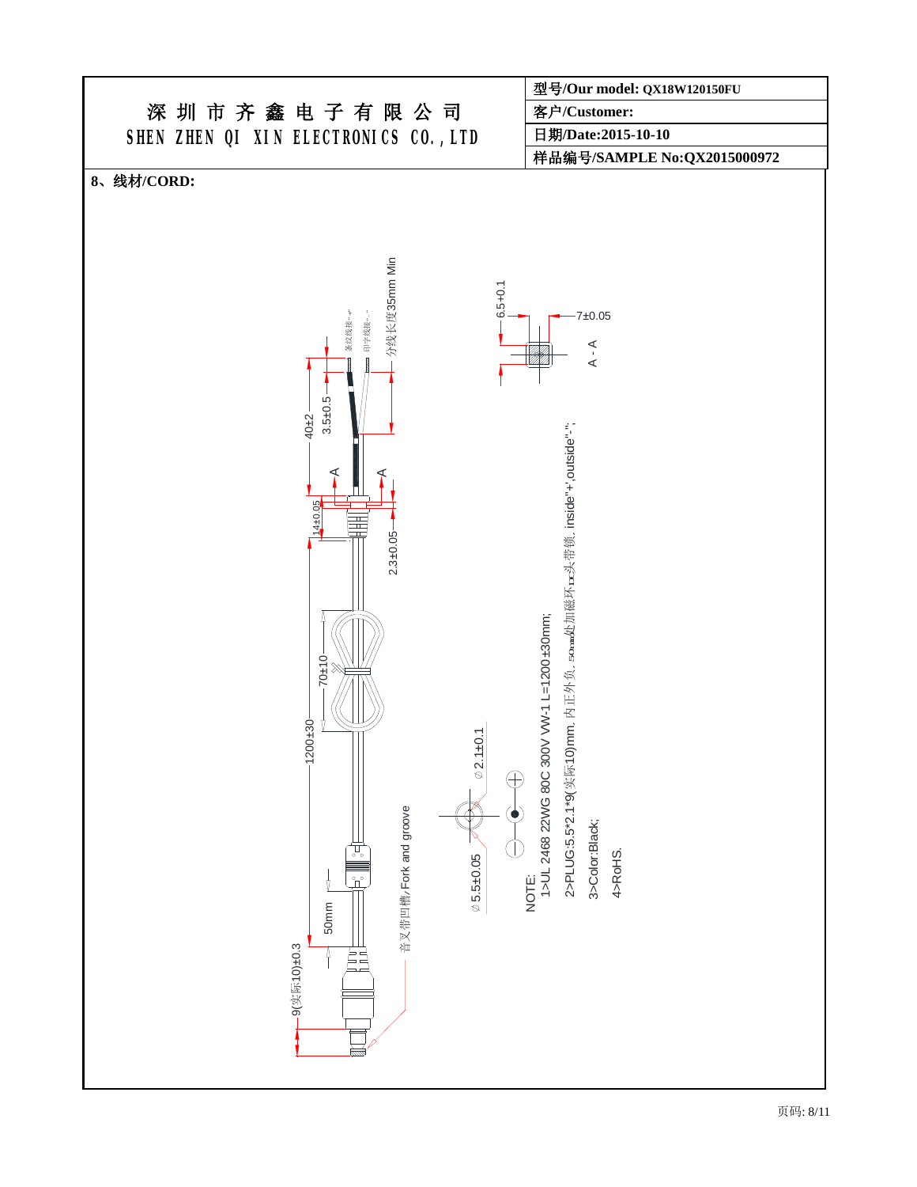# 深圳市齐鑫电子有限公司
## SHEN ZHEN QI XIN ELECTRONICS CO.,LTD

| | |
|---|---|
| 型号/Our model: QX18W120150FU | |
| 客户/Customer: | |
| 日期/Date:2015-10-10 | |
| 样品编号/SAMPLE No:QX2015000972 | |

**8、线材/CORD:**

条纹线接"+"

印字线接"-"

分线长度35mm Min

40±2

3.5±0.5

A A

14±0.05

2.3±0.05

6.5±0.1

7±0.05

A - A

70±10

1200±30

50mm

9(实际10)±0.3

音叉带凹槽/Fork and groove

∅5.5±0.05

∅2.1±0.1

NOTE:

1>UL 2468 22WG 80C 300V VW-1 L=1200±30mm;

2>PLUG:5.5*2.1*9(实际10)mm. 内正外负. 50mm处加磁环DC头带锁. inside"+",outside"-";

3>Color:Black;

4>RoHS.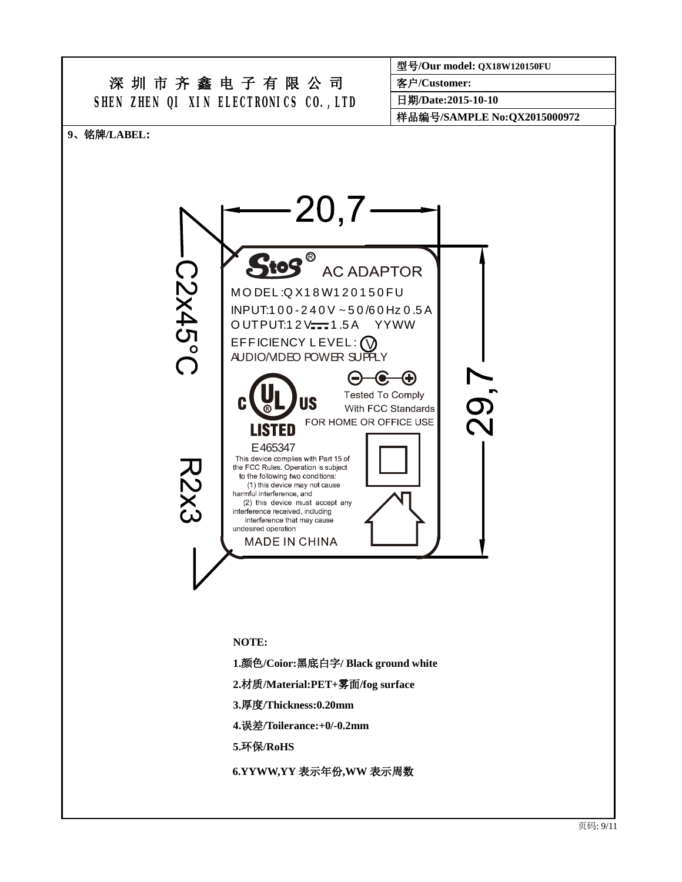| 深圳市齐鑫电子有限公司<br>SHEN ZHEN QI XIN ELECTRONICS CO.,LTD | 型号/Our model: QX18W120150FU |
| --- | --- |
| | 客户/Customer: |
| | 日期/Date:2015-10-10 |
| | 样品编号/SAMPLE No:QX2015000972 |

**9、铭牌/LABEL:**

20,7

29,7

C2x45°C

R2x3

Stos® AC ADAPTOR

MODEL:QX18W120150FU

INPUT:100-240V ~50/60Hz 0.5A

OUTPUT:12V⎓1.5A YYWW

EFFICIENCY LEVEL: Ⅴ

AUDIO/VIDEO POWER SUPPLY

c UL US LISTED

E465347

Tested To Comply With FCC Standards

FOR HOME OR OFFICE USE

This device complies with Part 15 of the FCC Rules. Operation is subject to the following two conditions: (1) this device may not cause harmful interference, and (2) this device must accept any interference received, including interference that may cause undesired operation

MADE IN CHINA

**NOTE:**

**1.颜色/Coior:黑底白字/ Black ground white**

**2.材质/Material:PET+雾面/fog surface**

**3.厚度/Thickness:0.20mm**

**4.误差/Toilerance:+0/-0.2mm**

**5.环保/RoHS**

**6.YYWW,YY 表示年份,WW 表示周数**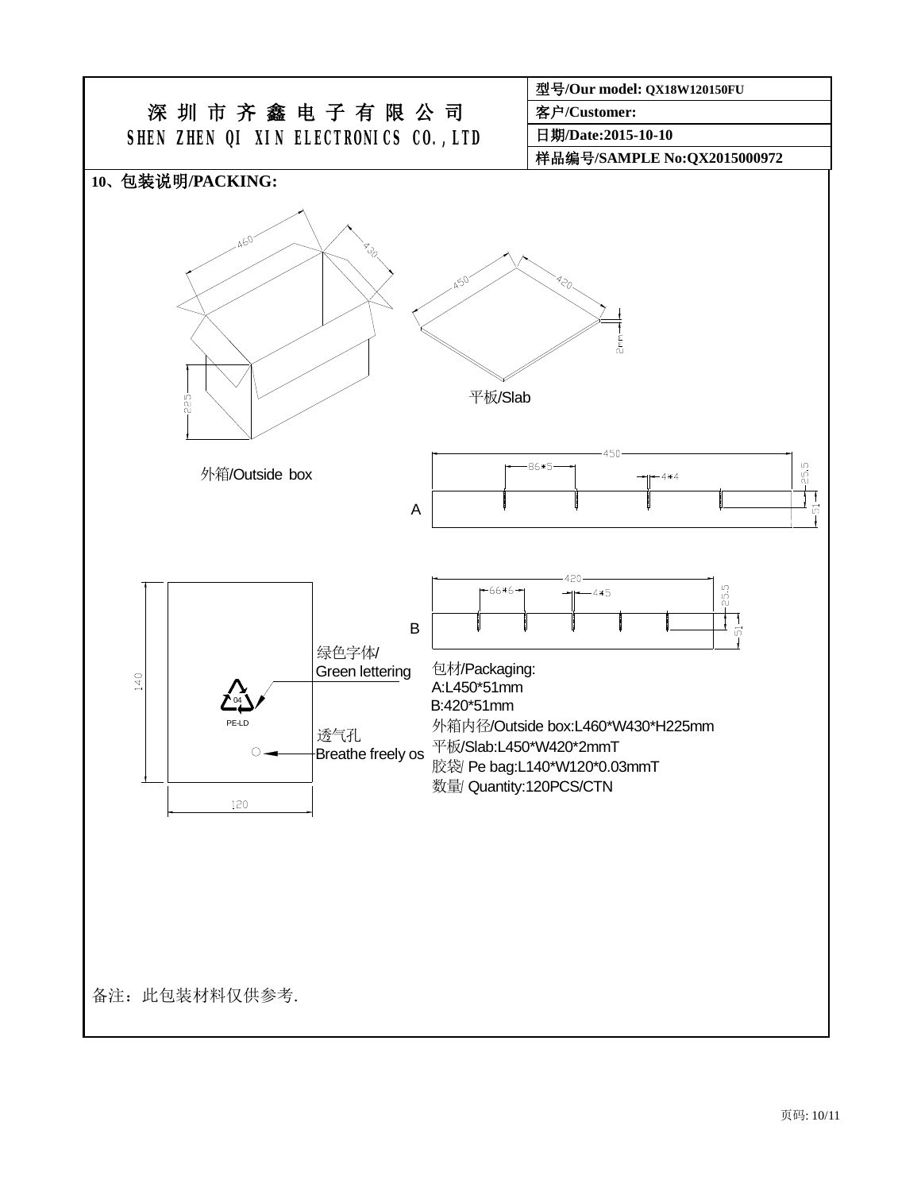| 深 圳 市 齐 鑫 电 子 有 限 公 司<br>SHEN ZHEN QI XIN ELECTRONICS CO.,LTD | 型号/Our model: QX18W120150FU |
|---|---|
| | 客户/Customer: |
| | 日期/Date:2015-10-10 |
| | 样品编号/SAMPLE No:QX2015000972 |

## 10、包装说明/PACKING:

460
430
225

外箱/Outside box

450
420
2mm

平板/Slab

A

450
86*5
4*4
25.5
51

B

420
66*6
4*5
25.5
51

140
120

04
PE-LD

绿色字体/
Green lettering

透气孔
Breathe freely os

包材/Packaging:
A:L450*51mm
B:420*51mm
外箱内径/Outside box:L460*W430*H225mm
平板/Slab:L450*W420*2mmT
胶袋/ Pe bag:L140*W120*0.03mmT
数量/ Quantity:120PCS/CTN

备注：此包装材料仅供参考.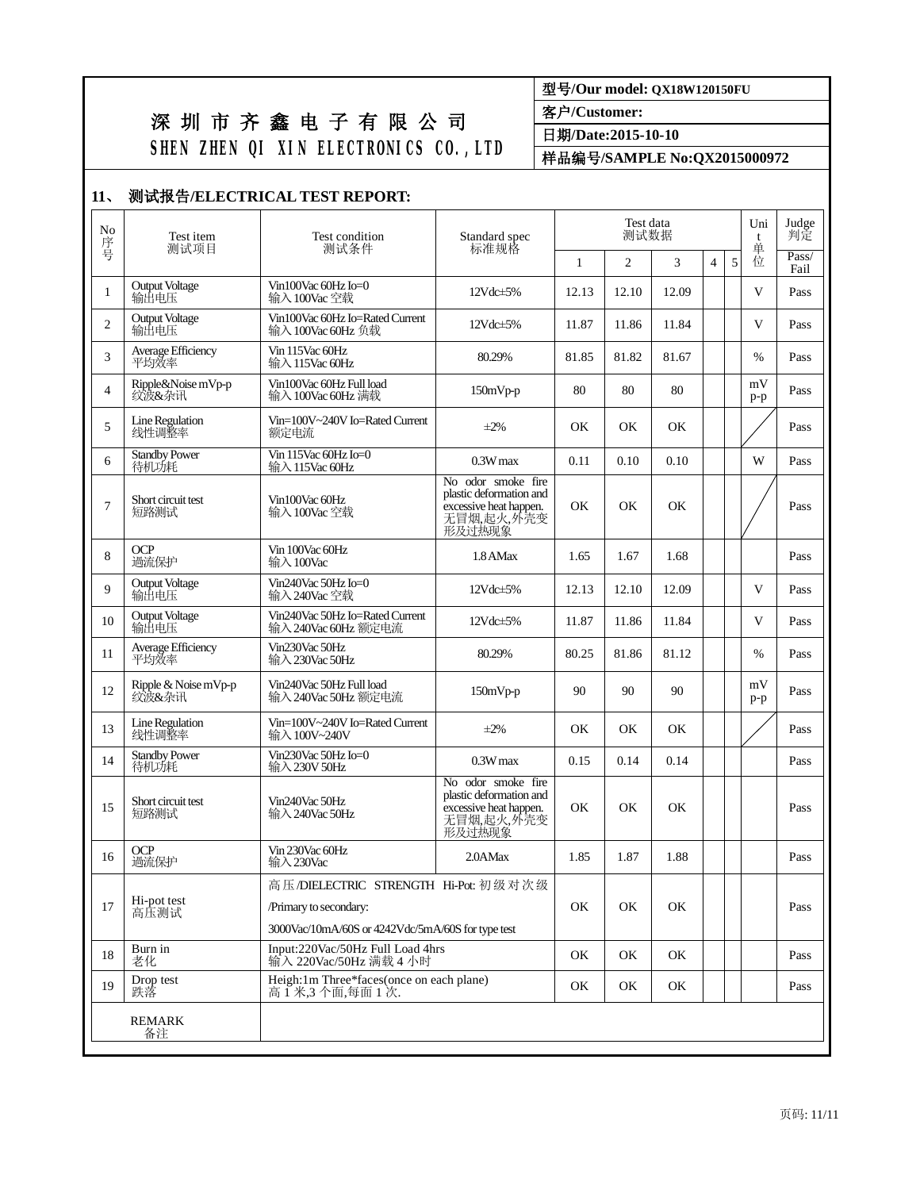# 深 圳 市 齐 鑫 电 子 有 限 公 司

# SHEN ZHEN QI XIN ELECTRONICS CO.,LTD

**型号/Our model: QX18W120150FU**

**客户/Customer:**

**日期/Date:2015-10-10**

**样品编号/SAMPLE No:QX2015000972**

## 11、 测试报告/ELECTRICAL TEST REPORT:

| No 序号 | Test item 测试项目 | Test condition 测试条件 | Standard spec 标准规格 | Test data 测试数据 | | | | | Unit 单位 | Judge 判定 |
|---|---|---|---|---|---|---|---|---|---|---|
| | | | | 1 | 2 | 3 | 4 | 5 | | Pass/ Fail |
| 1 | Output Voltage 输出电压 | Vin100Vac 60Hz Io=0 输入 100Vac 空载 | 12Vdc±5% | 12.13 | 12.10 | 12.09 | | | V | Pass |
| 2 | Output Voltage 输出电压 | Vin100Vac 60Hz Io=Rated Current 输入 100Vac 60Hz 负载 | 12Vdc±5% | 11.87 | 11.86 | 11.84 | | | V | Pass |
| 3 | Average Efficiency 平均效率 | Vin 115Vac 60Hz 输入 115Vac 60Hz | 80.29% | 81.85 | 81.82 | 81.67 | | | % | Pass |
| 4 | Ripple&Noise mVp-p 纹波&杂讯 | Vin100Vac 60Hz Full load 输入 100Vac 60Hz 满载 | 150mVp-p | 80 | 80 | 80 | | | mV p-p | Pass |
| 5 | Line Regulation 线性调整率 | Vin=100V~240V Io=Rated Current 额定电流 | ±2% | OK | OK | OK | | | | Pass |
| 6 | Standby Power 待机功耗 | Vin 115Vac 60Hz Io=0 输入 115Vac 60Hz | 0.3W max | 0.11 | 0.10 | 0.10 | | | W | Pass |
| 7 | Short circuit test 短路测试 | Vin100Vac 60Hz 输入 100Vac 空载 | No odor smoke fire plastic deformation and excessive heat happen. 无冒烟,起火,外壳变形及过热现象 | OK | OK | OK | | | | Pass |
| 8 | OCP 過流保护 | Vin 100Vac 60Hz 输入 100Vac | 1.8 AMax | 1.65 | 1.67 | 1.68 | | | | Pass |
| 9 | Output Voltage 输出电压 | Vin240Vac 50Hz Io=0 输入 240Vac 空载 | 12Vdc±5% | 12.13 | 12.10 | 12.09 | | | V | Pass |
| 10 | Output Voltage 输出电压 | Vin240Vac 50Hz Io=Rated Current 输入 240Vac 60Hz 额定电流 | 12Vdc±5% | 11.87 | 11.86 | 11.84 | | | V | Pass |
| 11 | Average Efficiency 平均效率 | Vin230Vac 50Hz 输入 230Vac 50Hz | 80.29% | 80.25 | 81.86 | 81.12 | | | % | Pass |
| 12 | Ripple & Noise mVp-p 纹波&杂讯 | Vin240Vac 50Hz Full load 输入 240Vac 50Hz 额定电流 | 150mVp-p | 90 | 90 | 90 | | | mV p-p | Pass |
| 13 | Line Regulation 线性调整率 | Vin=100V~240V Io=Rated Current 输入 100V~240V | ±2% | OK | OK | OK | | | | Pass |
| 14 | Standby Power 待机功耗 | Vin230Vac 50Hz Io=0 输入 230V 50Hz | 0.3W max | 0.15 | 0.14 | 0.14 | | | | Pass |
| 15 | Short circuit test 短路测试 | Vin240Vac 50Hz 输入 240Vac 50Hz | No odor smoke fire plastic deformation and excessive heat happen. 无冒烟,起火,外壳变形及过热现象 | OK | OK | OK | | | | Pass |
| 16 | OCP 過流保护 | Vin 230Vac 60Hz 输入 230Vac | 2.0AMax | 1.85 | 1.87 | 1.88 | | | | Pass |
| 17 | Hi-pot test 高压测试 | 高压/DIELECTRIC STRENGTH Hi-Pot: 初级对次级 /Primary to secondary: 3000Vac/10mA/60S or 4242Vdc/5mA/60S for type test | | OK | OK | OK | | | | Pass |
| 18 | Burn in 老化 | Input:220Vac/50Hz Full Load 4hrs 输入 220Vac/50Hz 满载 4 小时 | | OK | OK | OK | | | | Pass |
| 19 | Drop test 跌落 | Heigh:1m Three*faces(once on each plane) 高 1 米,3 个面,每面 1 次. | | OK | OK | OK | | | | Pass |
| | REMARK 备注 | | | | | | | | | |